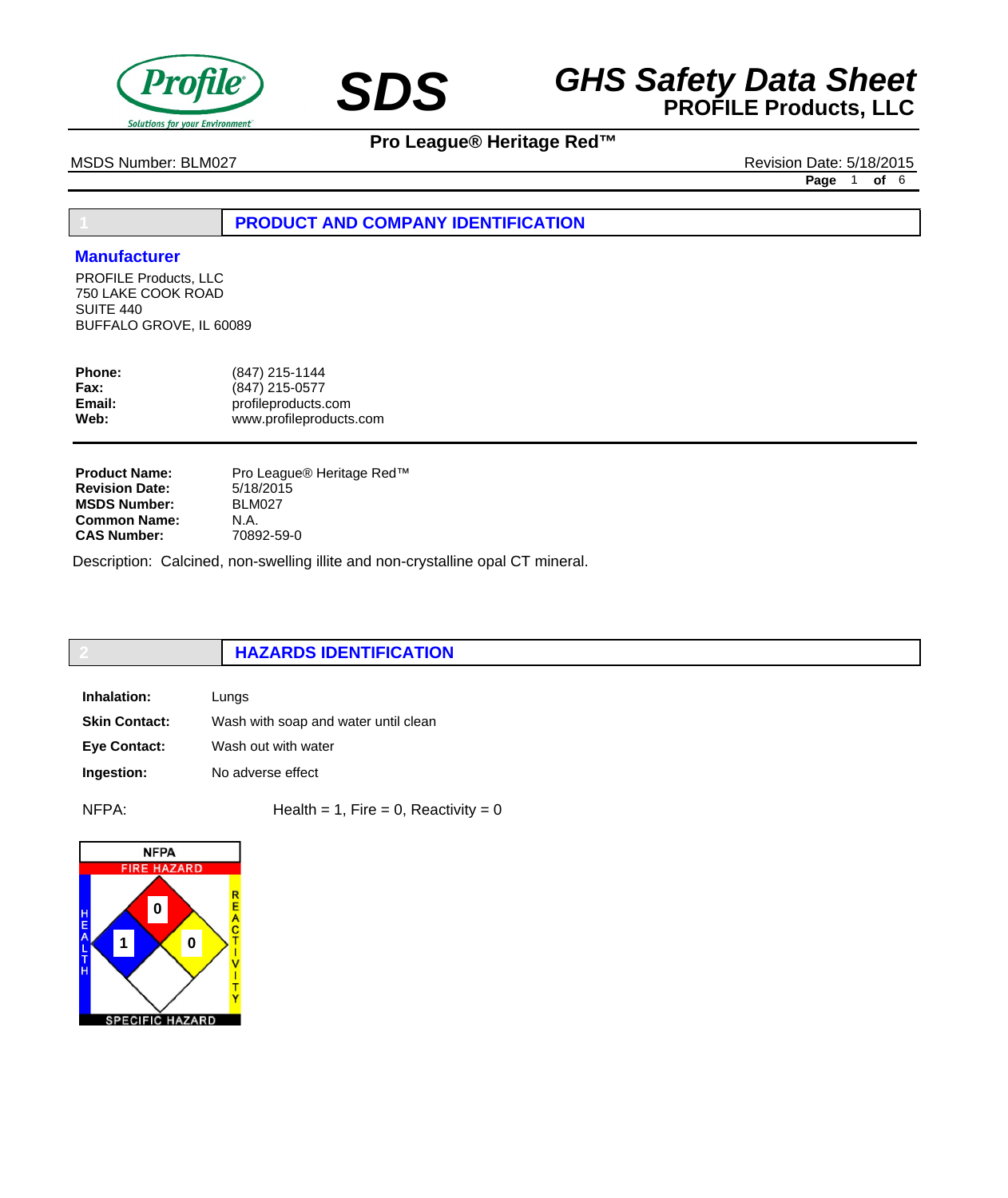# SDS

# GHS Safety Data Sheet

**PROFILE Products, LLC**

**Pro League® Heritage Red™**

MSDS Number: BLM027

Revision Date: 5/18/2015

## 1 PRODUCT AND COMPANY IDENTIFICATION

### Manufacturer

PROFILE Products, LLC
750 LAKE COOK ROAD
SUITE 440
BUFFALO GROVE, IL 60089

| | |
|---|---|
| **Phone:** | (847) 215-1144 |
| **Fax:** | (847) 215-0577 |
| **Email:** | profileproducts.com |
| **Web:** | www.profileproducts.com |

| | |
|---|---|
| **Product Name:** | Pro League® Heritage Red™ |
| **Revision Date:** | 5/18/2015 |
| **MSDS Number:** | BLM027 |
| **Common Name:** | N.A. |
| **CAS Number:** | 70892-59-0 |

Description: Calcined, non-swelling illite and non-crystalline opal CT mineral.

## 2 HAZARDS IDENTIFICATION

| | |
|---|---|
| **Inhalation:** | Lungs |
| **Skin Contact:** | Wash with soap and water until clean |
| **Eye Contact:** | Wash out with water |
| **Ingestion:** | No adverse effect |

NFPA: Health = 1, Fire = 0, Reactivity = 0

NFPA
FIRE HAZARD: 0
HEALTH: 1
REACTIVITY: 0
SPECIFIC HAZARD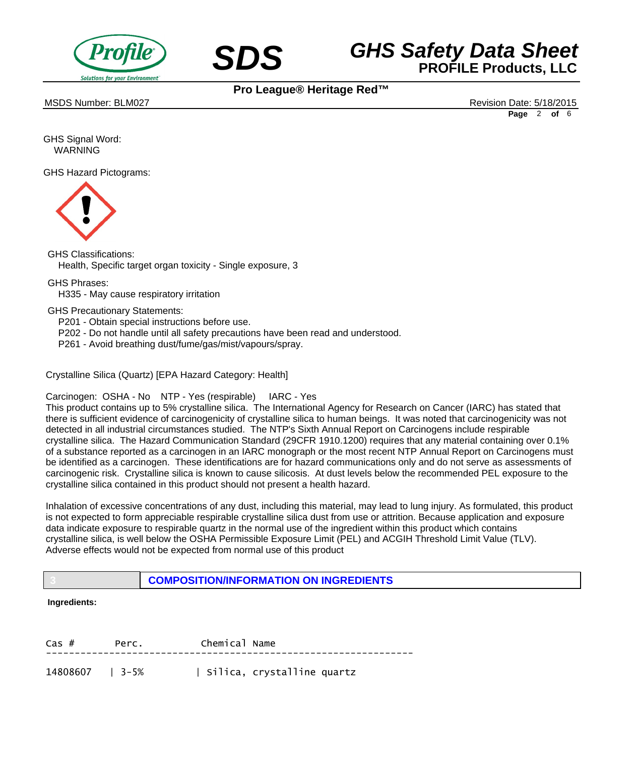GHS Signal Word:
WARNING

GHS Hazard Pictograms:

GHS Classifications:
Health, Specific target organ toxicity - Single exposure, 3

GHS Phrases:
H335 - May cause respiratory irritation

GHS Precautionary Statements:
P201 - Obtain special instructions before use.
P202 - Do not handle until all safety precautions have been read and understood.
P261 - Avoid breathing dust/fume/gas/mist/vapours/spray.

Crystalline Silica (Quartz) [EPA Hazard Category: Health]

Carcinogen: OSHA - No NTP - Yes (respirable) IARC - Yes
This product contains up to 5% crystalline silica. The International Agency for Research on Cancer (IARC) has stated that there is sufficient evidence of carcinogenicity of crystalline silica to human beings. It was noted that carcinogenicity was not detected in all industrial circumstances studied. The NTP's Sixth Annual Report on Carcinogens include respirable crystalline silica. The Hazard Communication Standard (29CFR 1910.1200) requires that any material containing over 0.1% of a substance reported as a carcinogen in an IARC monograph or the most recent NTP Annual Report on Carcinogens must be identified as a carcinogen. These identifications are for hazard communications only and do not serve as assessments of carcinogenic risk. Crystalline silica is known to cause silicosis. At dust levels below the recommended PEL exposure to the crystalline silica contained in this product should not present a health hazard.

Inhalation of excessive concentrations of any dust, including this material, may lead to lung injury. As formulated, this product is not expected to form appreciable respirable crystalline silica dust from use or attrition. Because application and exposure data indicate exposure to respirable quartz in the normal use of the ingredient within this product which contains crystalline silica, is well below the OSHA Permissible Exposure Limit (PEL) and ACGIH Threshold Limit Value (TLV). Adverse effects would not be expected from normal use of this product

## 3 COMPOSITION/INFORMATION ON INGREDIENTS

**Ingredients:**

| Cas # | Perc. | Chemical Name |
|---|---|---|
| 14808607 | 3-5% | Silica, crystalline quartz |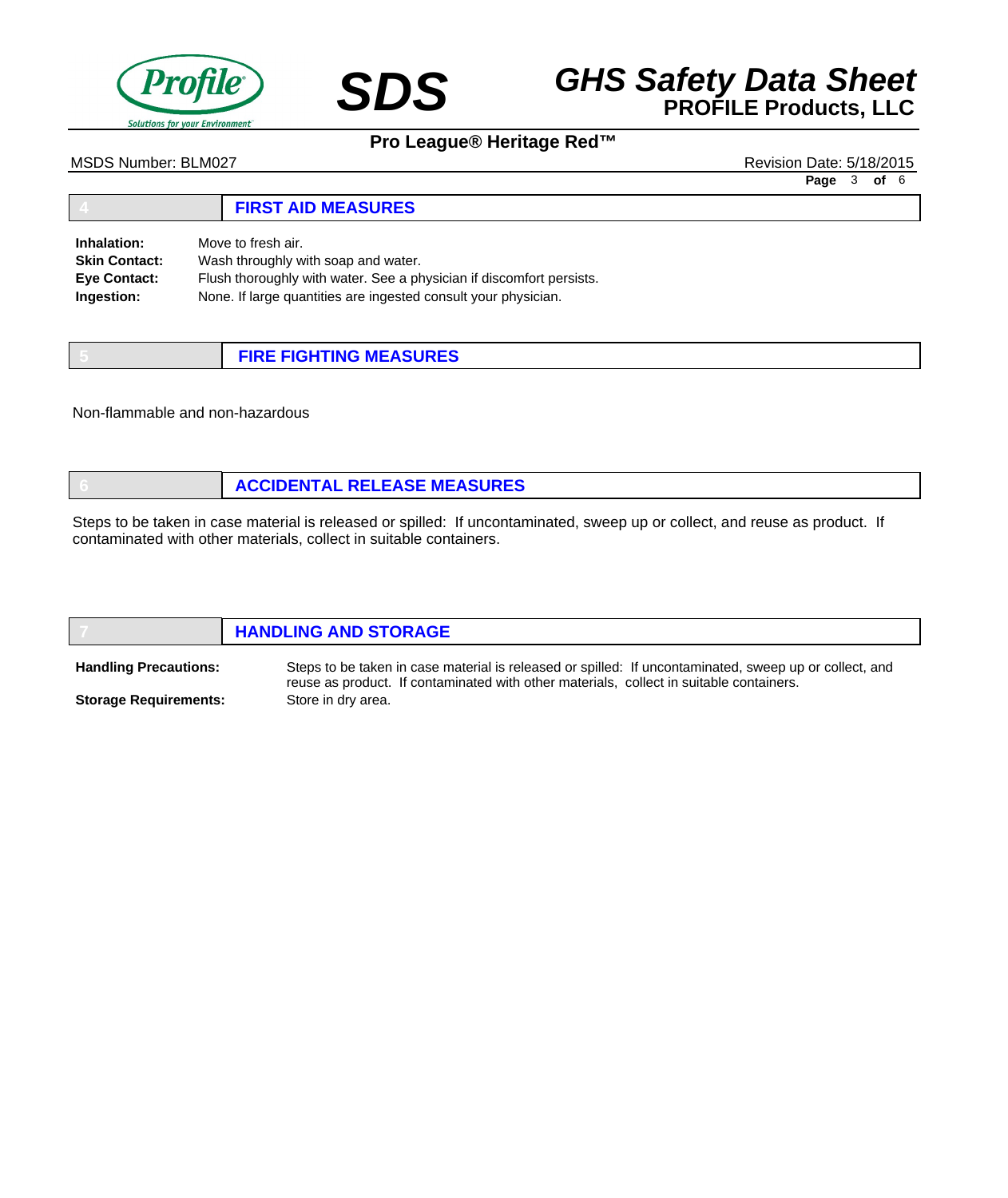## 4 FIRST AID MEASURES

**Inhalation:** Move to fresh air.
**Skin Contact:** Wash throughly with soap and water.
**Eye Contact:** Flush thoroughly with water. See a physician if discomfort persists.
**Ingestion:** None. If large quantities are ingested consult your physician.

## 5 FIRE FIGHTING MEASURES

Non-flammable and non-hazardous

## 6 ACCIDENTAL RELEASE MEASURES

Steps to be taken in case material is released or spilled: If uncontaminated, sweep up or collect, and reuse as product. If contaminated with other materials, collect in suitable containers.

## 7 HANDLING AND STORAGE

**Handling Precautions:** Steps to be taken in case material is released or spilled: If uncontaminated, sweep up or collect, and reuse as product. If contaminated with other materials, collect in suitable containers.

**Storage Requirements:** Store in dry area.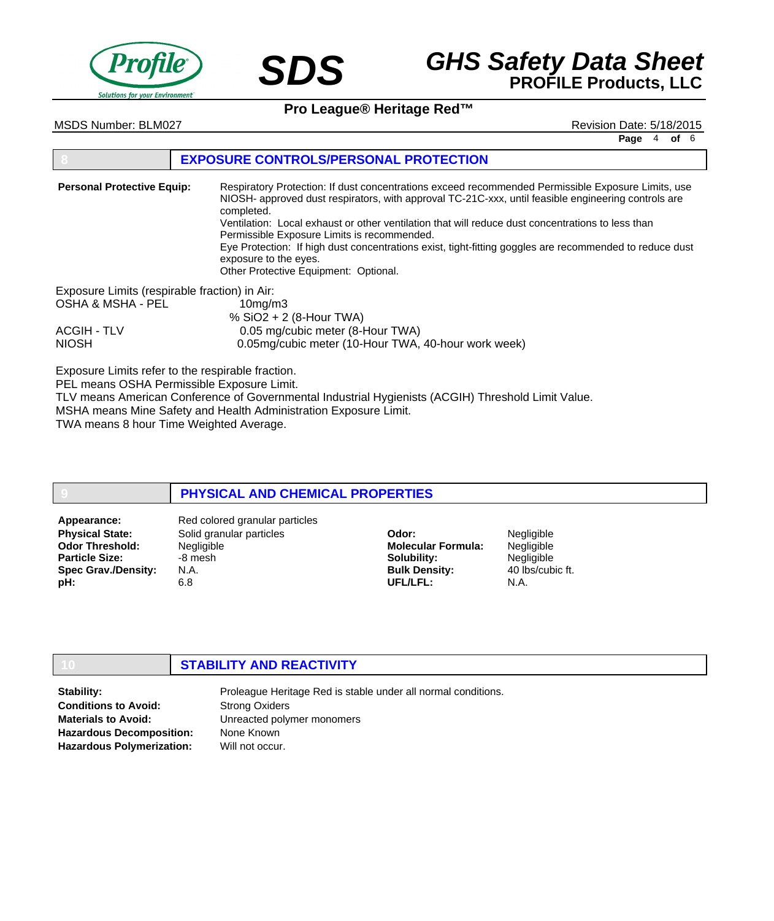## 8 EXPOSURE CONTROLS/PERSONAL PROTECTION

**Personal Protective Equip:**

Respiratory Protection: If dust concentrations exceed recommended Permissible Exposure Limits, use NIOSH- approved dust respirators, with approval TC-21C-xxx, until feasible engineering controls are completed.

Ventilation: Local exhaust or other ventilation that will reduce dust concentrations to less than Permissible Exposure Limits is recommended.

Eye Protection: If high dust concentrations exist, tight-fitting goggles are recommended to reduce dust exposure to the eyes.

Other Protective Equipment: Optional.

Exposure Limits (respirable fraction) in Air:

| | |
|---|---|
| OSHA & MSHA - PEL | 10mg/m3<br>% $SiO_2$ + 2 (8-Hour TWA) |
| ACGIH - TLV | 0.05 mg/cubic meter (8-Hour TWA) |
| NIOSH | 0.05mg/cubic meter (10-Hour TWA, 40-hour work week) |

Exposure Limits refer to the respirable fraction.
PEL means OSHA Permissible Exposure Limit.
TLV means American Conference of Governmental Industrial Hygienists (ACGIH) Threshold Limit Value.
MSHA means Mine Safety and Health Administration Exposure Limit.
TWA means 8 hour Time Weighted Average.

## 9 PHYSICAL AND CHEMICAL PROPERTIES

**Appearance:** Red colored granular particles

| | | | |
|---|---|---|---|
| **Physical State:** | Solid granular particles | **Odor:** | Negligible |
| **Odor Threshold:** | Negligible | **Molecular Formula:** | Negligible |
| **Particle Size:** | -8 mesh | **Solubility:** | Negligible |
| **Spec Grav./Density:** | N.A. | **Bulk Density:** | 40 lbs/cubic ft. |
| **pH:** | 6.8 | **UFL/LFL:** | N.A. |

## 10 STABILITY AND REACTIVITY

| | |
|---|---|
| **Stability:** | Proleague Heritage Red is stable under all normal conditions. |
| **Conditions to Avoid:** | Strong Oxiders |
| **Materials to Avoid:** | Unreacted polymer monomers |
| **Hazardous Decomposition:** | None Known |
| **Hazardous Polymerization:** | Will not occur. |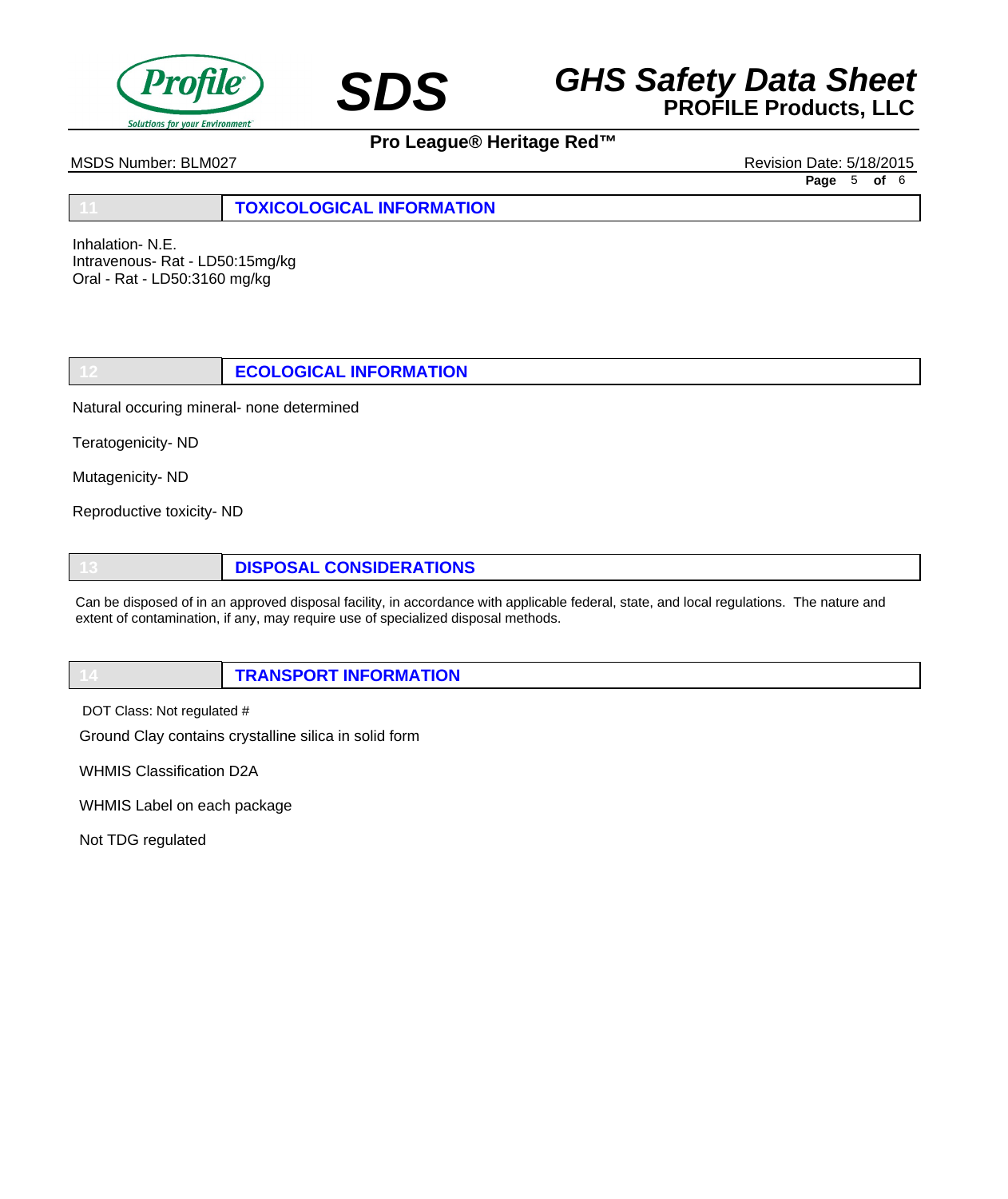## 11 TOXICOLOGICAL INFORMATION

Inhalation- N.E.
Intravenous- Rat - LD50:15mg/kg
Oral - Rat - LD50:3160 mg/kg

## 12 ECOLOGICAL INFORMATION

Natural occuring mineral- none determined

Teratogenicity- ND

Mutagenicity- ND

Reproductive toxicity- ND

## 13 DISPOSAL CONSIDERATIONS

Can be disposed of in an approved disposal facility, in accordance with applicable federal, state, and local regulations. The nature and extent of contamination, if any, may require use of specialized disposal methods.

## 14 TRANSPORT INFORMATION

DOT Class: Not regulated #

Ground Clay contains crystalline silica in solid form

WHMIS Classification D2A

WHMIS Label on each package

Not TDG regulated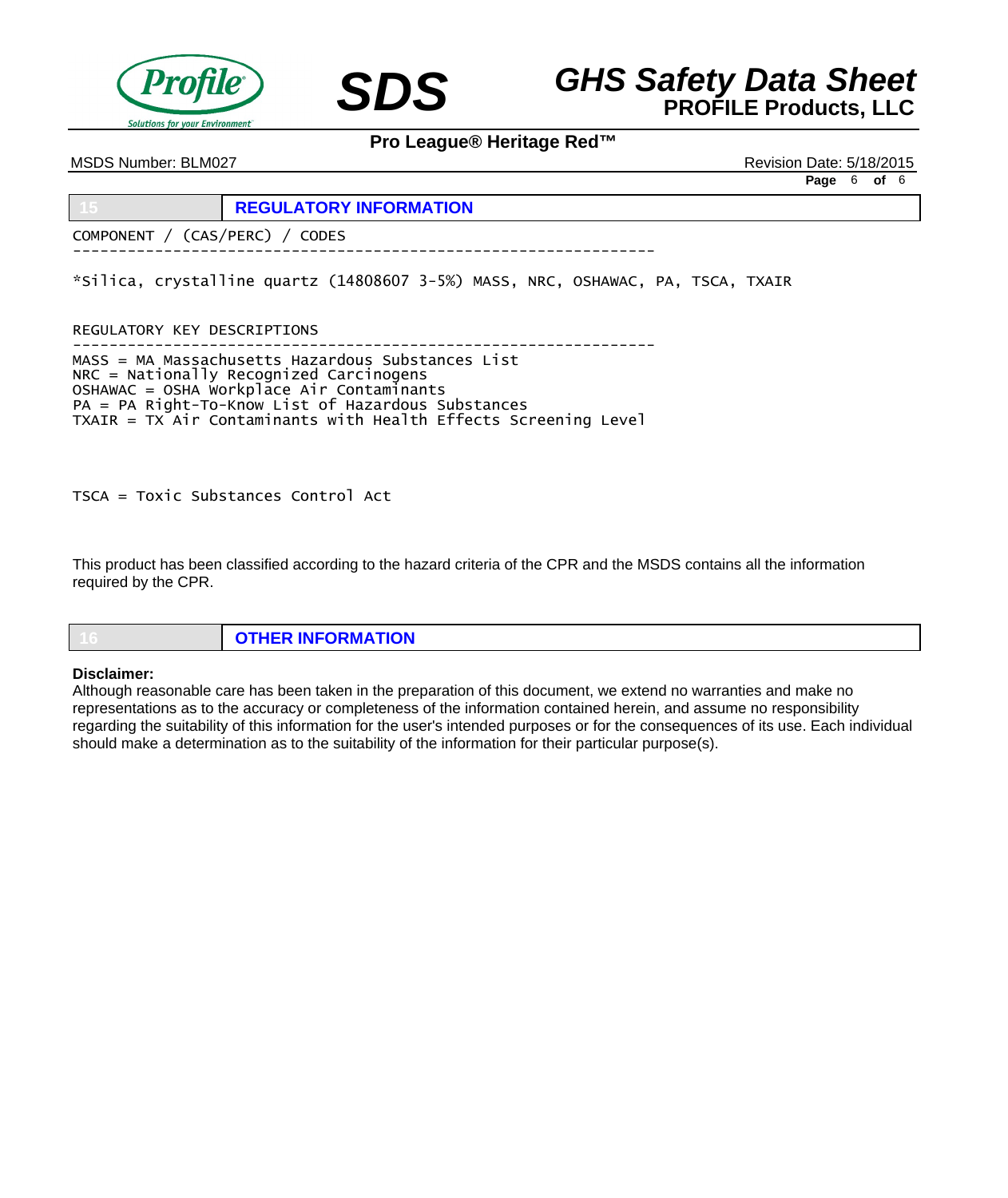## 15 REGULATORY INFORMATION

```
COMPONENT / (CAS/PERC) / CODES
----------------------------------------------------------------

*Silica, crystalline quartz (14808607 3-5%) MASS, NRC, OSHAWAC, PA, TSCA, TXAIR


REGULATORY KEY DESCRIPTIONS
----------------------------------------------------------------
MASS = MA Massachusetts Hazardous Substances List
NRC = Nationally Recognized Carcinogens
OSHAWAC = OSHA Workplace Air Contaminants
PA = PA Right-To-Know List of Hazardous Substances
TXAIR = TX Air Contaminants with Health Effects Screening Level



TSCA = Toxic Substances Control Act
```

This product has been classified according to the hazard criteria of the CPR and the MSDS contains all the information required by the CPR.

## 16 OTHER INFORMATION

**Disclaimer:**
Although reasonable care has been taken in the preparation of this document, we extend no warranties and make no representations as to the accuracy or completeness of the information contained herein, and assume no responsibility regarding the suitability of this information for the user's intended purposes or for the consequences of its use. Each individual should make a determination as to the suitability of the information for their particular purpose(s).